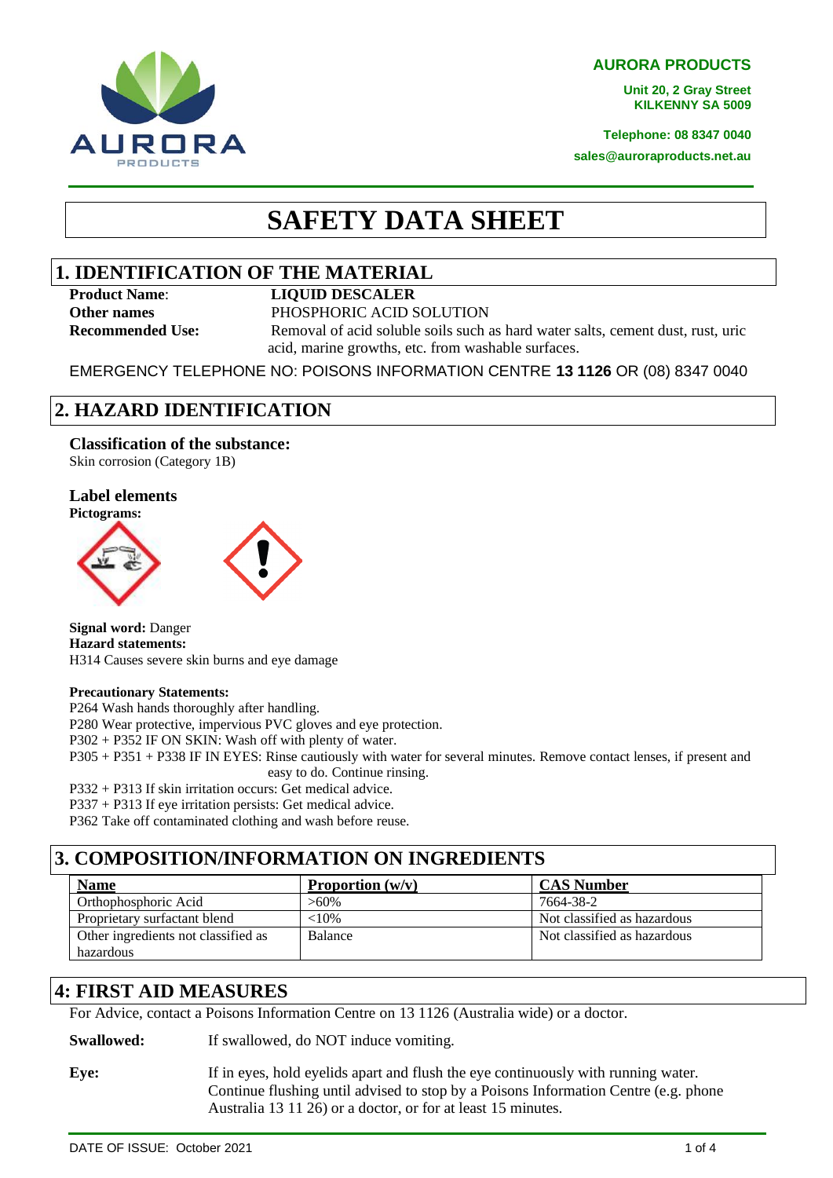**AURORA PRODUCTS**

**Unit 20, 2 Gray Street**
**KILKENNY SA 5009**

**Telephone: 08 8347 0040**
**sales@auroraproducts.net.au**

# SAFETY DATA SHEET

## 1. IDENTIFICATION OF THE MATERIAL

**Product Name**: **LIQUID DESCALER**
**Other names** PHOSPHORIC ACID SOLUTION
**Recommended Use:** Removal of acid soluble soils such as hard water salts, cement dust, rust, uric acid, marine growths, etc. from washable surfaces.

EMERGENCY TELEPHONE NO: POISONS INFORMATION CENTRE **13 1126** OR (08) 8347 0040

## 2. HAZARD IDENTIFICATION

### Classification of the substance:

Skin corrosion (Category 1B)

### Label elements

**Pictograms:**

**Signal word:** Danger
**Hazard statements:**
H314 Causes severe skin burns and eye damage

**Precautionary Statements:**
P264 Wash hands thoroughly after handling.
P280 Wear protective, impervious PVC gloves and eye protection.
P302 + P352 IF ON SKIN: Wash off with plenty of water.
P305 + P351 + P338 IF IN EYES: Rinse cautiously with water for several minutes. Remove contact lenses, if present and easy to do. Continue rinsing.
P332 + P313 If skin irritation occurs: Get medical advice.
P337 + P313 If eye irritation persists: Get medical advice.
P362 Take off contaminated clothing and wash before reuse.

## 3. COMPOSITION/INFORMATION ON INGREDIENTS

| Name | Proportion (w/v) | CAS Number |
|---|---|---|
| Orthophosphoric Acid | >60% | 7664-38-2 |
| Proprietary surfactant blend | <10% | Not classified as hazardous |
| Other ingredients not classified as hazardous | Balance | Not classified as hazardous |

## 4: FIRST AID MEASURES

For Advice, contact a Poisons Information Centre on 13 1126 (Australia wide) or a doctor.

**Swallowed:** If swallowed, do NOT induce vomiting.

**Eye:** If in eyes, hold eyelids apart and flush the eye continuously with running water. Continue flushing until advised to stop by a Poisons Information Centre (e.g. phone Australia 13 11 26) or a doctor, or for at least 15 minutes.

DATE OF ISSUE: October 2021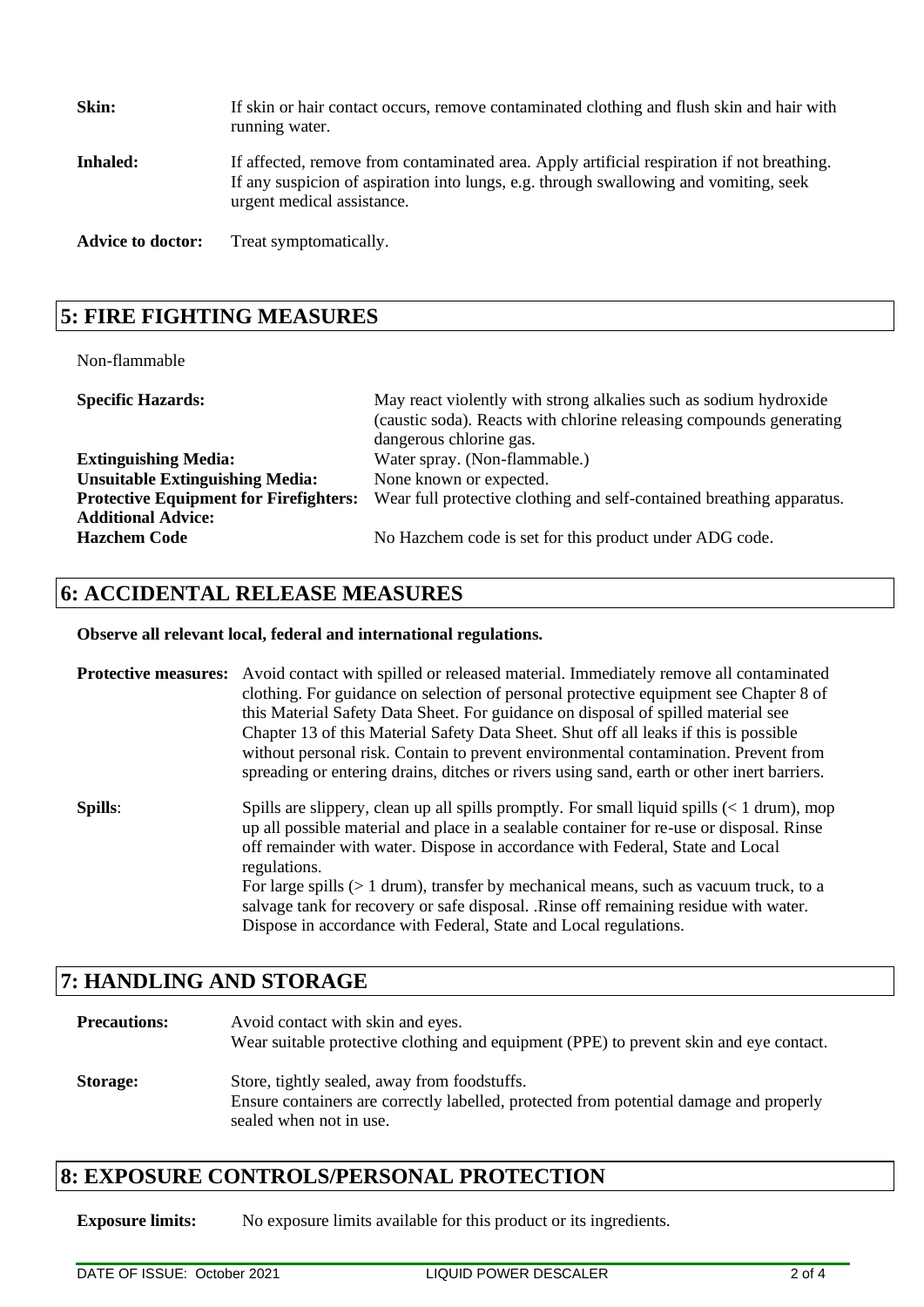**Skin:** If skin or hair contact occurs, remove contaminated clothing and flush skin and hair with running water.

**Inhaled:** If affected, remove from contaminated area. Apply artificial respiration if not breathing. If any suspicion of aspiration into lungs, e.g. through swallowing and vomiting, seek urgent medical assistance.

**Advice to doctor:** Treat symptomatically.

## 5: FIRE FIGHTING MEASURES

Non-flammable

| | |
|---|---|
| **Specific Hazards:** | May react violently with strong alkalies such as sodium hydroxide (caustic soda). Reacts with chlorine releasing compounds generating dangerous chlorine gas. |
| **Extinguishing Media:** | Water spray. (Non-flammable.) |
| **Unsuitable Extinguishing Media:** | None known or expected. |
| **Protective Equipment for Firefighters:** | Wear full protective clothing and self-contained breathing apparatus. |
| **Additional Advice:** | |
| **Hazchem Code** | No Hazchem code is set for this product under ADG code. |

## 6: ACCIDENTAL RELEASE MEASURES

**Observe all relevant local, federal and international regulations.**

**Protective measures:** Avoid contact with spilled or released material. Immediately remove all contaminated clothing. For guidance on selection of personal protective equipment see Chapter 8 of this Material Safety Data Sheet. For guidance on disposal of spilled material see Chapter 13 of this Material Safety Data Sheet. Shut off all leaks if this is possible without personal risk. Contain to prevent environmental contamination. Prevent from spreading or entering drains, ditches or rivers using sand, earth or other inert barriers.

**Spills**: Spills are slippery, clean up all spills promptly. For small liquid spills (< 1 drum), mop up all possible material and place in a sealable container for re-use or disposal. Rinse off remainder with water. Dispose in accordance with Federal, State and Local regulations.
For large spills (> 1 drum), transfer by mechanical means, such as vacuum truck, to a salvage tank for recovery or safe disposal. .Rinse off remaining residue with water. Dispose in accordance with Federal, State and Local regulations.

## 7: HANDLING AND STORAGE

**Precautions:** Avoid contact with skin and eyes.
Wear suitable protective clothing and equipment (PPE) to prevent skin and eye contact.

**Storage:** Store, tightly sealed, away from foodstuffs.
Ensure containers are correctly labelled, protected from potential damage and properly sealed when not in use.

## 8: EXPOSURE CONTROLS/PERSONAL PROTECTION

**Exposure limits:** No exposure limits available for this product or its ingredients.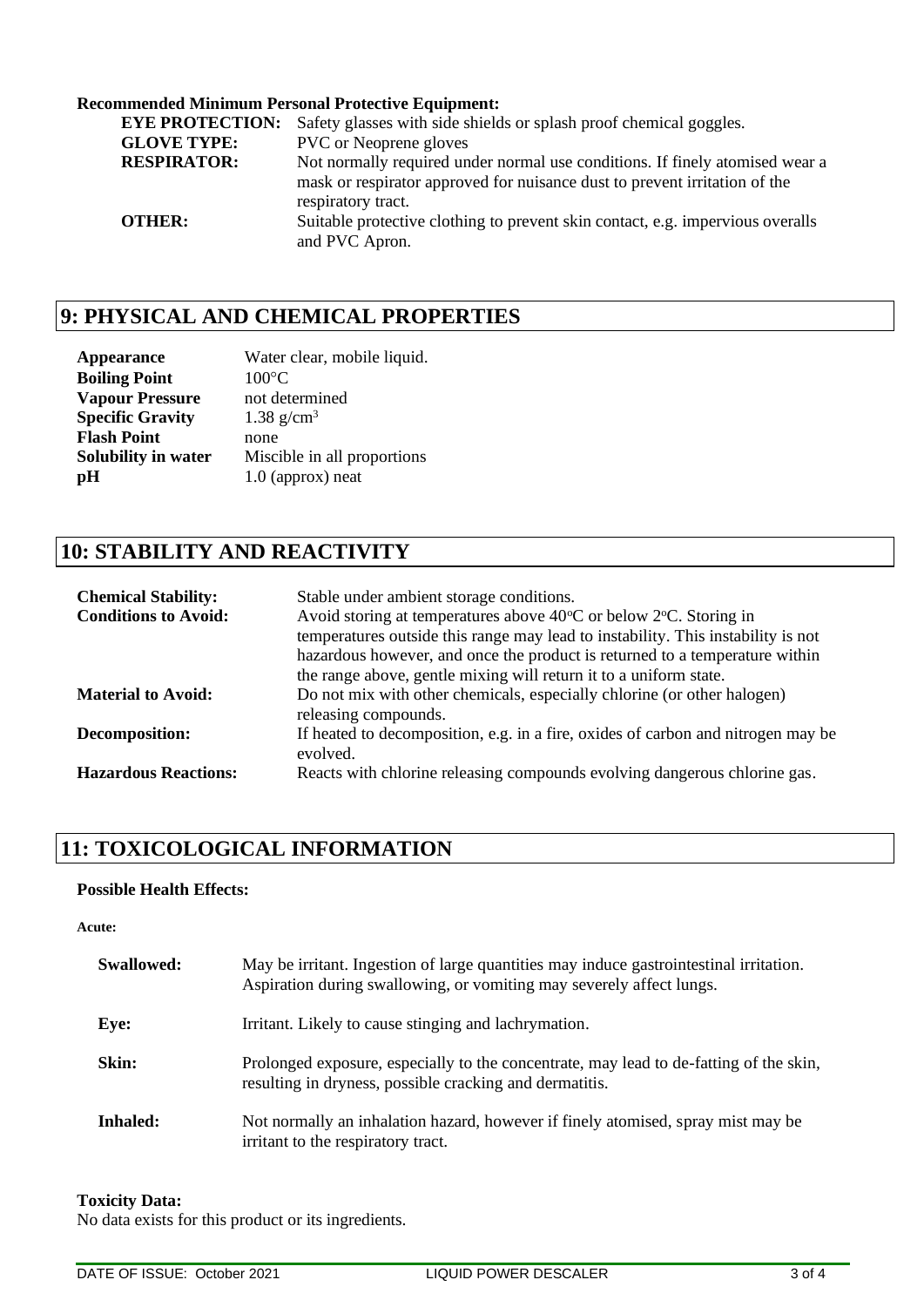**Recommended Minimum Personal Protective Equipment:**

| | |
|---|---|
| **EYE PROTECTION:** | Safety glasses with side shields or splash proof chemical goggles. |
| **GLOVE TYPE:** | PVC or Neoprene gloves |
| **RESPIRATOR:** | Not normally required under normal use conditions. If finely atomised wear a mask or respirator approved for nuisance dust to prevent irritation of the respiratory tract. |
| **OTHER:** | Suitable protective clothing to prevent skin contact, e.g. impervious overalls and PVC Apron. |

## 9: PHYSICAL AND CHEMICAL PROPERTIES

| | |
|---|---|
| **Appearance** | Water clear, mobile liquid. |
| **Boiling Point** | 100°C |
| **Vapour Pressure** | not determined |
| **Specific Gravity** | 1.38 g/cm$^3$ |
| **Flash Point** | none |
| **Solubility in water** | Miscible in all proportions |
| **pH** | 1.0 (approx) neat |

## 10: STABILITY AND REACTIVITY

| | |
|---|---|
| **Chemical Stability:** | Stable under ambient storage conditions. |
| **Conditions to Avoid:** | Avoid storing at temperatures above 40°C or below 2°C. Storing in temperatures outside this range may lead to instability. This instability is not hazardous however, and once the product is returned to a temperature within the range above, gentle mixing will return it to a uniform state. |
| **Material to Avoid:** | Do not mix with other chemicals, especially chlorine (or other halogen) releasing compounds. |
| **Decomposition:** | If heated to decomposition, e.g. in a fire, oxides of carbon and nitrogen may be evolved. |
| **Hazardous Reactions:** | Reacts with chlorine releasing compounds evolving dangerous chlorine gas. |

## 11: TOXICOLOGICAL INFORMATION

**Possible Health Effects:**

**Acute:**

| | |
|---|---|
| **Swallowed:** | May be irritant. Ingestion of large quantities may induce gastrointestinal irritation. Aspiration during swallowing, or vomiting may severely affect lungs. |
| **Eye:** | Irritant. Likely to cause stinging and lachrymation. |
| **Skin:** | Prolonged exposure, especially to the concentrate, may lead to de-fatting of the skin, resulting in dryness, possible cracking and dermatitis. |
| **Inhaled:** | Not normally an inhalation hazard, however if finely atomised, spray mist may be irritant to the respiratory tract. |

**Toxicity Data:**

No data exists for this product or its ingredients.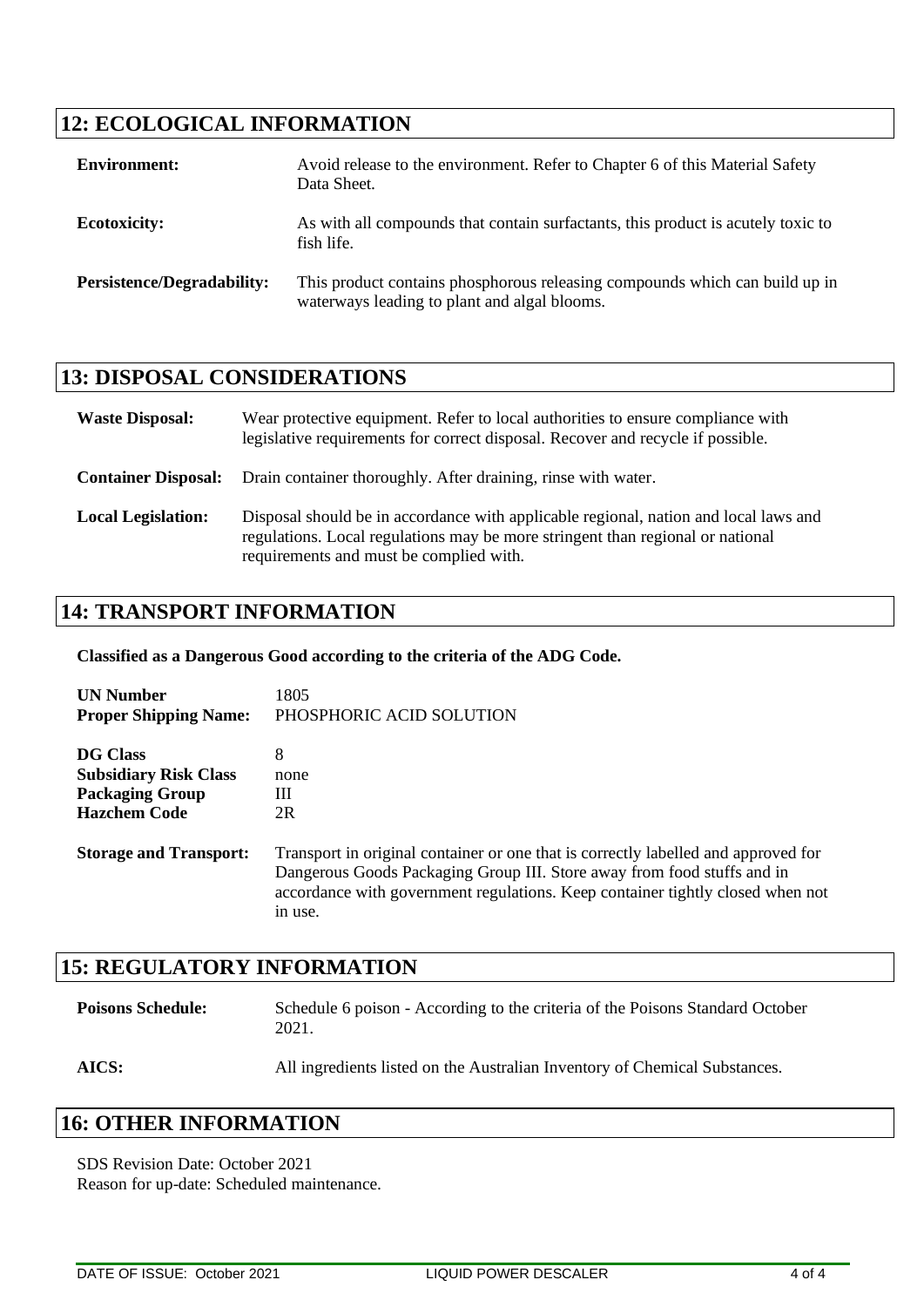## 12: ECOLOGICAL INFORMATION

| | |
|---|---|
| **Environment:** | Avoid release to the environment. Refer to Chapter 6 of this Material Safety Data Sheet. |
| **Ecotoxicity:** | As with all compounds that contain surfactants, this product is acutely toxic to fish life. |
| **Persistence/Degradability:** | This product contains phosphorous releasing compounds which can build up in waterways leading to plant and algal blooms. |

## 13: DISPOSAL CONSIDERATIONS

| | |
|---|---|
| **Waste Disposal:** | Wear protective equipment. Refer to local authorities to ensure compliance with legislative requirements for correct disposal. Recover and recycle if possible. |
| **Container Disposal:** | Drain container thoroughly. After draining, rinse with water. |
| **Local Legislation:** | Disposal should be in accordance with applicable regional, nation and local laws and regulations. Local regulations may be more stringent than regional or national requirements and must be complied with. |

## 14: TRANSPORT INFORMATION

**Classified as a Dangerous Good according to the criteria of the ADG Code.**

| | |
|---|---|
| **UN Number** | 1805 |
| **Proper Shipping Name:** | PHOSPHORIC ACID SOLUTION |
| **DG Class** | 8 |
| **Subsidiary Risk Class** | none |
| **Packaging Group** | III |
| **Hazchem Code** | 2R |
| **Storage and Transport:** | Transport in original container or one that is correctly labelled and approved for Dangerous Goods Packaging Group III. Store away from food stuffs and in accordance with government regulations. Keep container tightly closed when not in use. |

## 15: REGULATORY INFORMATION

| | |
|---|---|
| **Poisons Schedule:** | Schedule 6 poison - According to the criteria of the Poisons Standard October 2021. |
| **AICS:** | All ingredients listed on the Australian Inventory of Chemical Substances. |

## 16: OTHER INFORMATION

SDS Revision Date: October 2021
Reason for up-date: Scheduled maintenance.